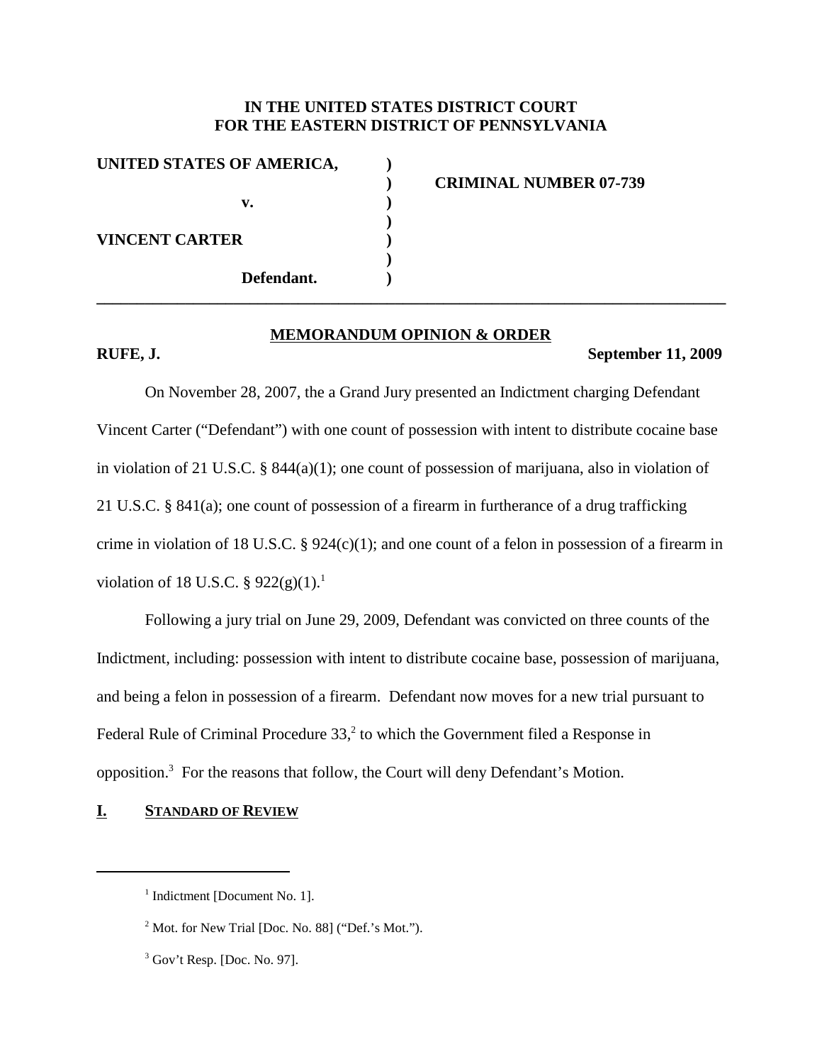**IN THE UNITED STATES DISTRICT COURT**
**FOR THE EASTERN DISTRICT OF PENNSYLVANIA**

| | | |
|---|---|---|
| **UNITED STATES OF AMERICA,** | **)** | |
| | **)** | **CRIMINAL NUMBER 07-739** |
| **v.** | **)** | |
| | **)** | |
| **VINCENT CARTER** | **)** | |
| | **)** | |
| **Defendant.** | **)** | |

---

**MEMORANDUM OPINION & ORDER**

**RUFE, J.** **September 11, 2009**

On November 28, 2007, the a Grand Jury presented an Indictment charging Defendant Vincent Carter ("Defendant") with one count of possession with intent to distribute cocaine base in violation of 21 U.S.C. § 844(a)(1); one count of possession of marijuana, also in violation of 21 U.S.C. § 841(a); one count of possession of a firearm in furtherance of a drug trafficking crime in violation of 18 U.S.C. § 924(c)(1); and one count of a felon in possession of a firearm in violation of 18 U.S.C. § 922(g)(1).[1]

Following a jury trial on June 29, 2009, Defendant was convicted on three counts of the Indictment, including: possession with intent to distribute cocaine base, possession of marijuana, and being a felon in possession of a firearm. Defendant now moves for a new trial pursuant to Federal Rule of Criminal Procedure 33,[2] to which the Government filed a Response in opposition.[3] For the reasons that follow, the Court will deny Defendant's Motion.

## I. STANDARD OF REVIEW

---

[1] Indictment [Document No. 1].

[2] Mot. for New Trial [Doc. No. 88] ("Def.'s Mot.").

[3] Gov't Resp. [Doc. No. 97].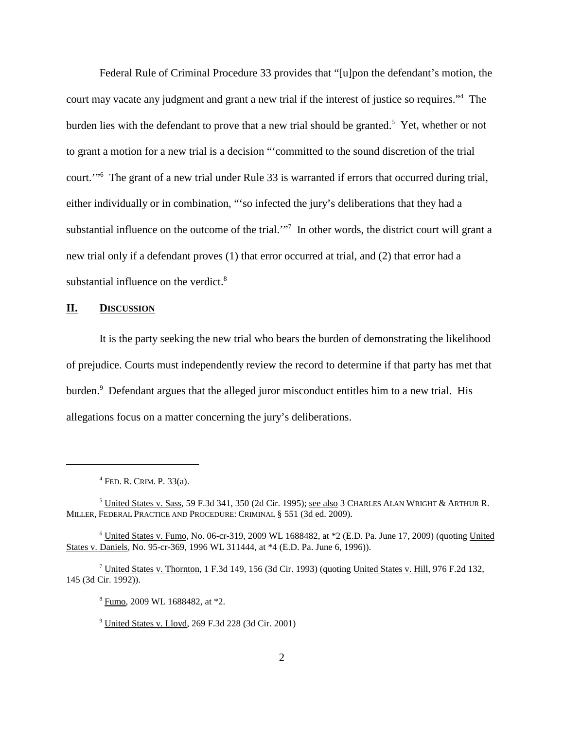Federal Rule of Criminal Procedure 33 provides that "[u]pon the defendant's motion, the court may vacate any judgment and grant a new trial if the interest of justice so requires."[4] The burden lies with the defendant to prove that a new trial should be granted.[5] Yet, whether or not to grant a motion for a new trial is a decision "'committed to the sound discretion of the trial court.'"[6] The grant of a new trial under Rule 33 is warranted if errors that occurred during trial, either individually or in combination, "'so infected the jury's deliberations that they had a substantial influence on the outcome of the trial.'"[7] In other words, the district court will grant a new trial only if a defendant proves (1) that error occurred at trial, and (2) that error had a substantial influence on the verdict.[8]

## II. DISCUSSION

It is the party seeking the new trial who bears the burden of demonstrating the likelihood of prejudice. Courts must independently review the record to determine if that party has met that burden.[9] Defendant argues that the alleged juror misconduct entitles him to a new trial. His allegations focus on a matter concerning the jury's deliberations.

---

[4] FED. R. CRIM. P. 33(a).

[5] United States v. Sass, 59 F.3d 341, 350 (2d Cir. 1995); see also 3 CHARLES ALAN WRIGHT & ARTHUR R. MILLER, FEDERAL PRACTICE AND PROCEDURE: CRIMINAL § 551 (3d ed. 2009).

[6] United States v. Fumo, No. 06-cr-319, 2009 WL 1688482, at *2 (E.D. Pa. June 17, 2009) (quoting United States v. Daniels, No. 95-cr-369, 1996 WL 311444, at *4 (E.D. Pa. June 6, 1996)).

[7] United States v. Thornton, 1 F.3d 149, 156 (3d Cir. 1993) (quoting United States v. Hill, 976 F.2d 132, 145 (3d Cir. 1992)).

[8] Fumo, 2009 WL 1688482, at *2.

[9] United States v. Lloyd, 269 F.3d 228 (3d Cir. 2001)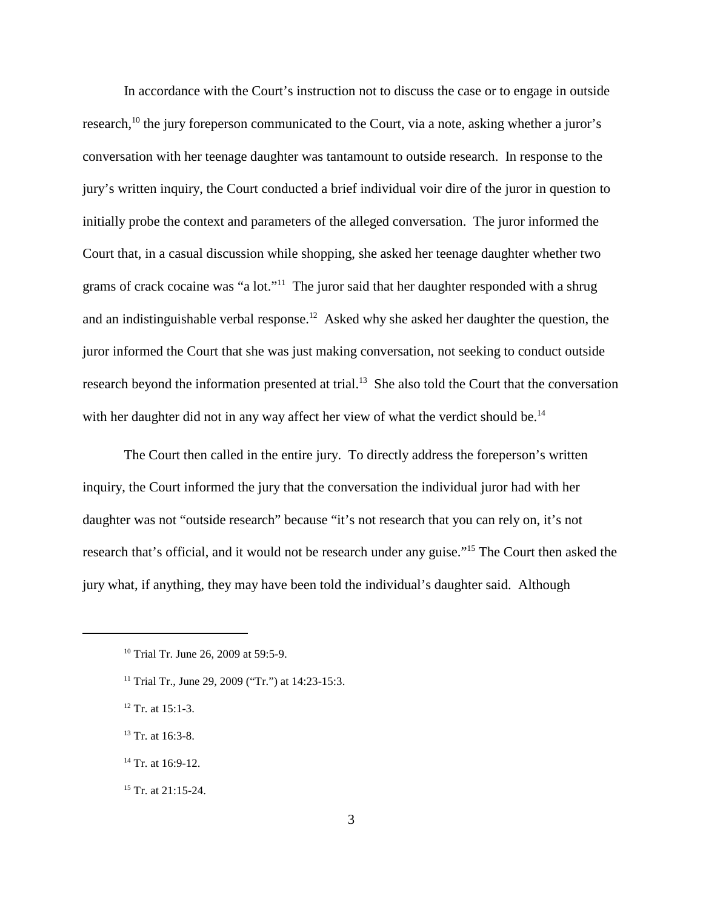In accordance with the Court's instruction not to discuss the case or to engage in outside research,[10] the jury foreperson communicated to the Court, via a note, asking whether a juror's conversation with her teenage daughter was tantamount to outside research. In response to the jury's written inquiry, the Court conducted a brief individual voir dire of the juror in question to initially probe the context and parameters of the alleged conversation. The juror informed the Court that, in a casual discussion while shopping, she asked her teenage daughter whether two grams of crack cocaine was "a lot."[11] The juror said that her daughter responded with a shrug and an indistinguishable verbal response.[12] Asked why she asked her daughter the question, the juror informed the Court that she was just making conversation, not seeking to conduct outside research beyond the information presented at trial.[13] She also told the Court that the conversation with her daughter did not in any way affect her view of what the verdict should be.[14]

The Court then called in the entire jury. To directly address the foreperson's written inquiry, the Court informed the jury that the conversation the individual juror had with her daughter was not "outside research" because "it's not research that you can rely on, it's not research that's official, and it would not be research under any guise."[15] The Court then asked the jury what, if anything, they may have been told the individual's daughter said. Although

---

[10] Trial Tr. June 26, 2009 at 59:5-9.

[11] Trial Tr., June 29, 2009 ("Tr.") at 14:23-15:3.

[12] Tr. at 15:1-3.

[13] Tr. at 16:3-8.

[14] Tr. at 16:9-12.

[15] Tr. at 21:15-24.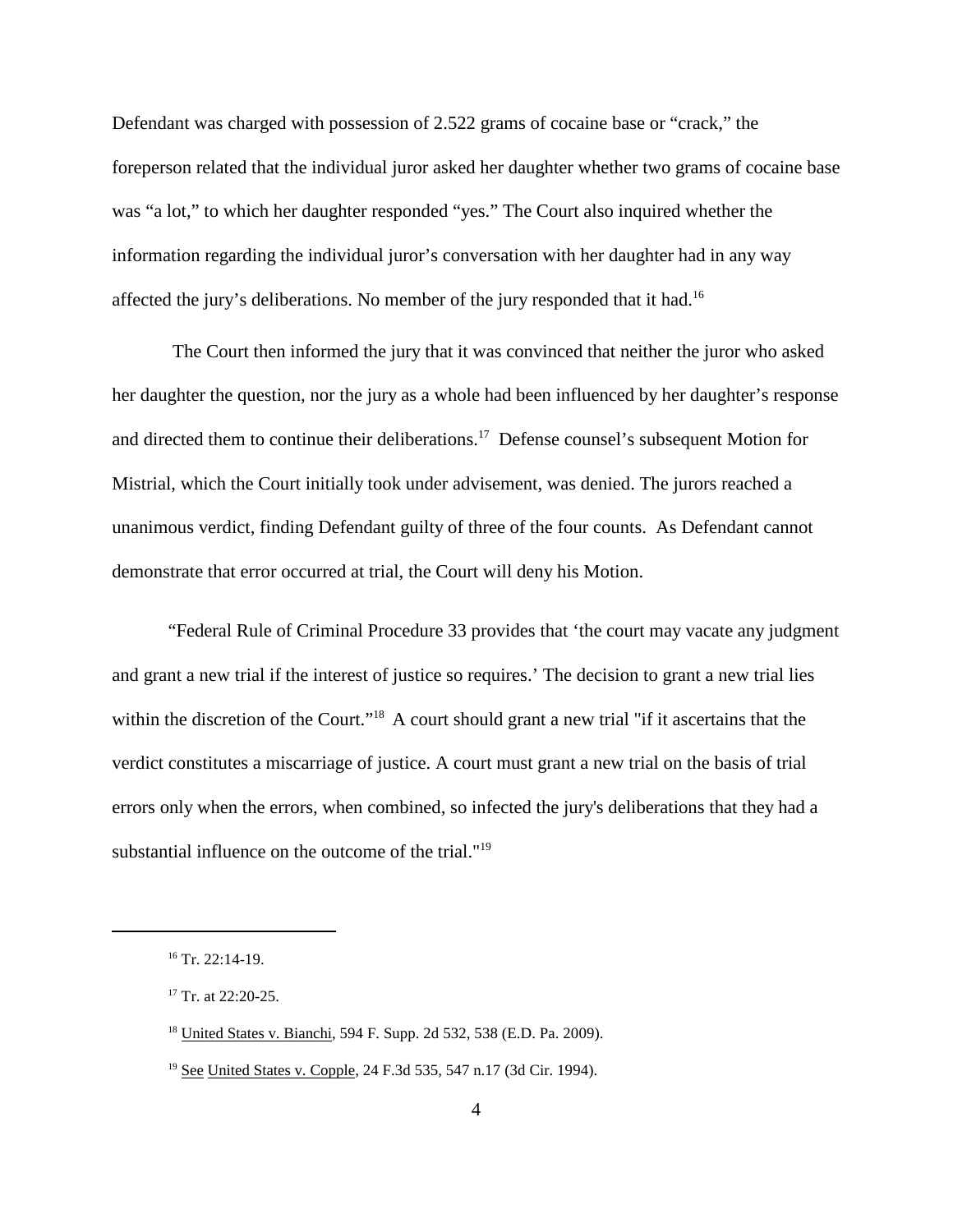Defendant was charged with possession of 2.522 grams of cocaine base or "crack," the foreperson related that the individual juror asked her daughter whether two grams of cocaine base was "a lot," to which her daughter responded "yes." The Court also inquired whether the information regarding the individual juror's conversation with her daughter had in any way affected the jury's deliberations. No member of the jury responded that it had.[16]

The Court then informed the jury that it was convinced that neither the juror who asked her daughter the question, nor the jury as a whole had been influenced by her daughter's response and directed them to continue their deliberations.[17] Defense counsel's subsequent Motion for Mistrial, which the Court initially took under advisement, was denied. The jurors reached a unanimous verdict, finding Defendant guilty of three of the four counts. As Defendant cannot demonstrate that error occurred at trial, the Court will deny his Motion.

"Federal Rule of Criminal Procedure 33 provides that 'the court may vacate any judgment and grant a new trial if the interest of justice so requires.' The decision to grant a new trial lies within the discretion of the Court."[18] A court should grant a new trial "if it ascertains that the verdict constitutes a miscarriage of justice. A court must grant a new trial on the basis of trial errors only when the errors, when combined, so infected the jury's deliberations that they had a substantial influence on the outcome of the trial."[19]

---

[16] Tr. 22:14-19.

[17] Tr. at 22:20-25.

[18] United States v. Bianchi, 594 F. Supp. 2d 532, 538 (E.D. Pa. 2009).

[19] See United States v. Copple, 24 F.3d 535, 547 n.17 (3d Cir. 1994).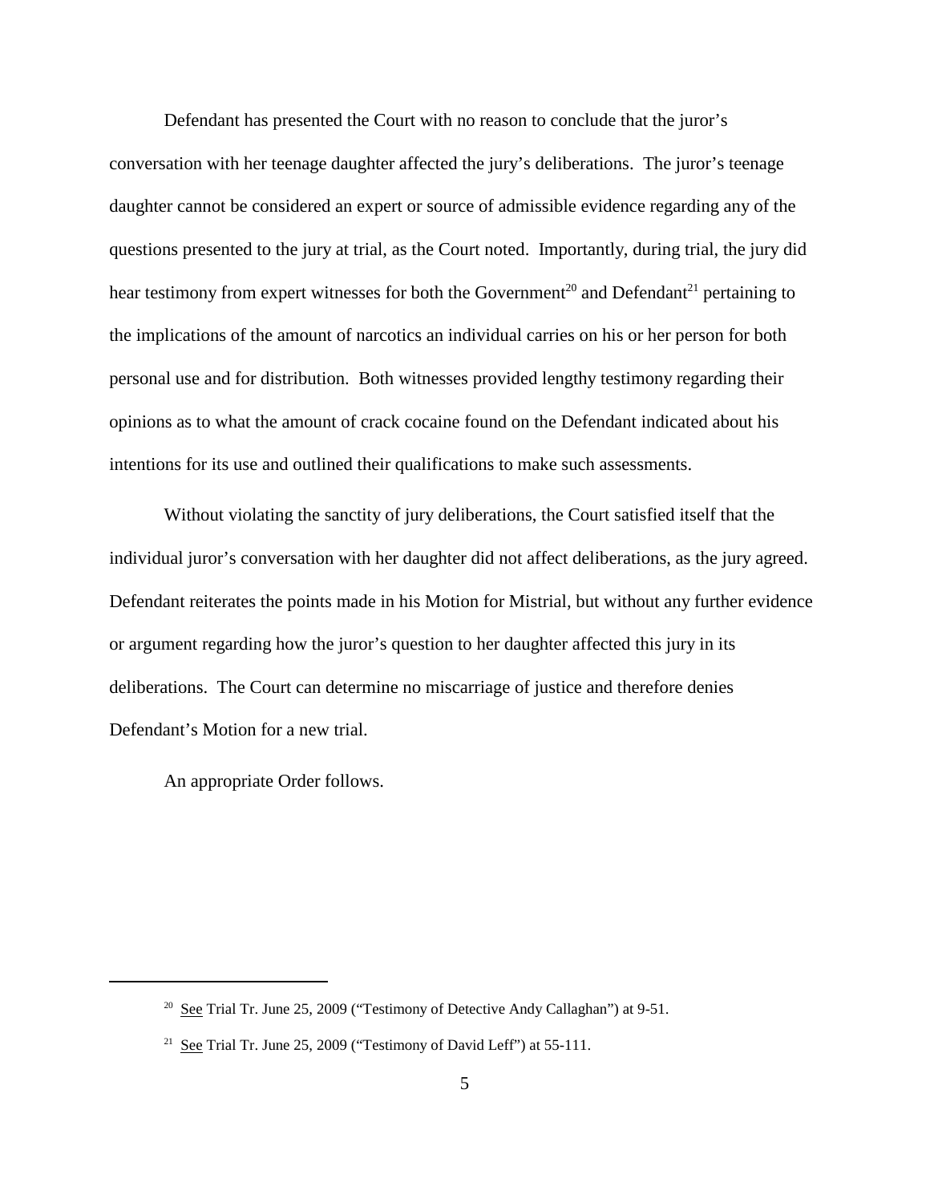Defendant has presented the Court with no reason to conclude that the juror's conversation with her teenage daughter affected the jury's deliberations. The juror's teenage daughter cannot be considered an expert or source of admissible evidence regarding any of the questions presented to the jury at trial, as the Court noted. Importantly, during trial, the jury did hear testimony from expert witnesses for both the Government[20] and Defendant[21] pertaining to the implications of the amount of narcotics an individual carries on his or her person for both personal use and for distribution. Both witnesses provided lengthy testimony regarding their opinions as to what the amount of crack cocaine found on the Defendant indicated about his intentions for its use and outlined their qualifications to make such assessments.

Without violating the sanctity of jury deliberations, the Court satisfied itself that the individual juror's conversation with her daughter did not affect deliberations, as the jury agreed. Defendant reiterates the points made in his Motion for Mistrial, but without any further evidence or argument regarding how the juror's question to her daughter affected this jury in its deliberations. The Court can determine no miscarriage of justice and therefore denies Defendant's Motion for a new trial.

An appropriate Order follows.

---

[20] See Trial Tr. June 25, 2009 ("Testimony of Detective Andy Callaghan") at 9-51.

[21] See Trial Tr. June 25, 2009 ("Testimony of David Leff") at 55-111.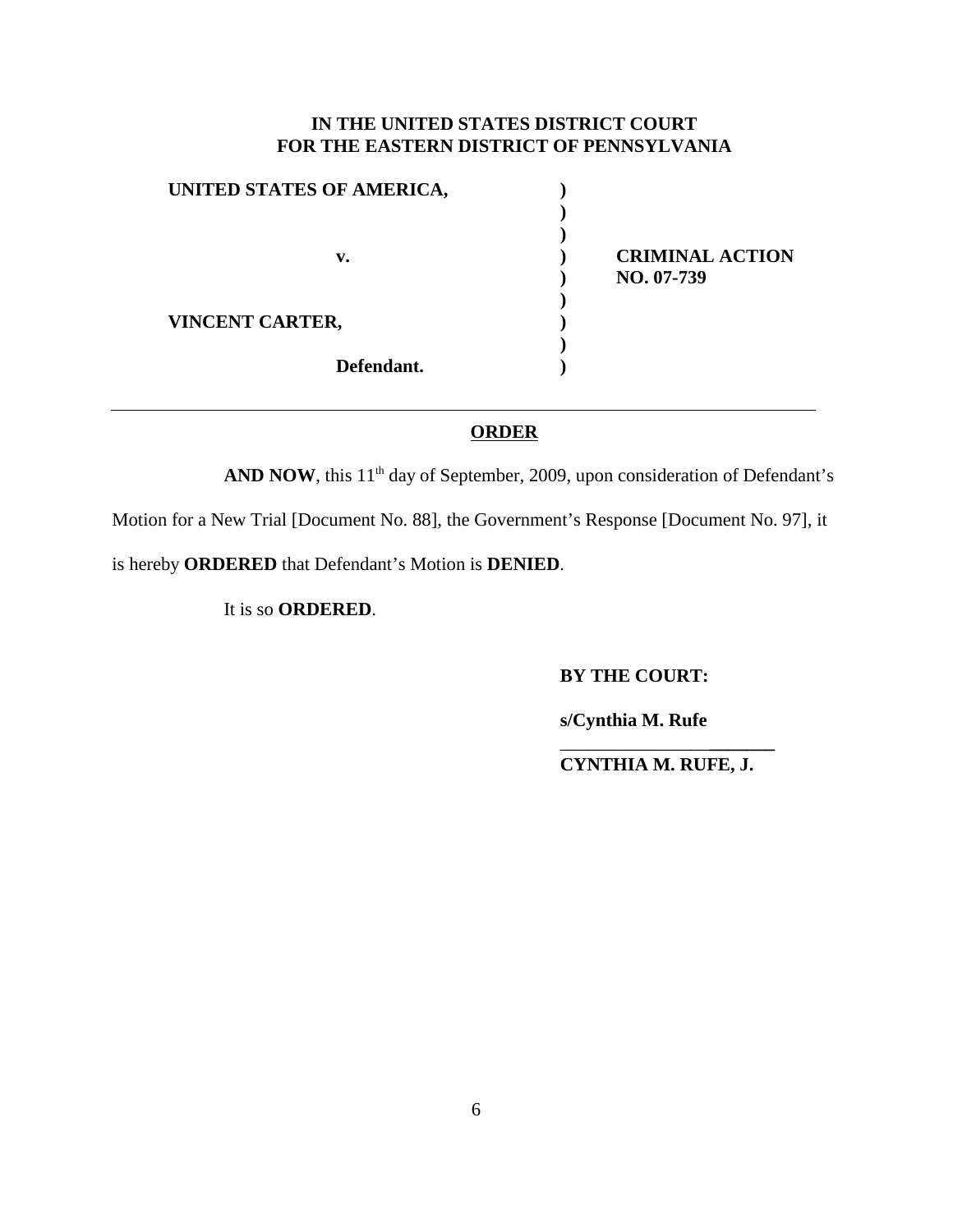**IN THE UNITED STATES DISTRICT COURT**
**FOR THE EASTERN DISTRICT OF PENNSYLVANIA**

| | | |
|---|---|---|
| **UNITED STATES OF AMERICA,** | ) | |
| | ) | |
| | ) | |
| **v.** | ) | **CRIMINAL ACTION** |
| | ) | **NO. 07-739** |
| | ) | |
| **VINCENT CARTER,** | ) | |
| | ) | |
| **Defendant.** | ) | |

---

**ORDER**

**AND NOW**, this 11th day of September, 2009, upon consideration of Defendant's Motion for a New Trial [Document No. 88], the Government's Response [Document No. 97], it is hereby **ORDERED** that Defendant's Motion is **DENIED**.

It is so **ORDERED**.

**BY THE COURT:**

**s/Cynthia M. Rufe**

**CYNTHIA M. RUFE, J.**